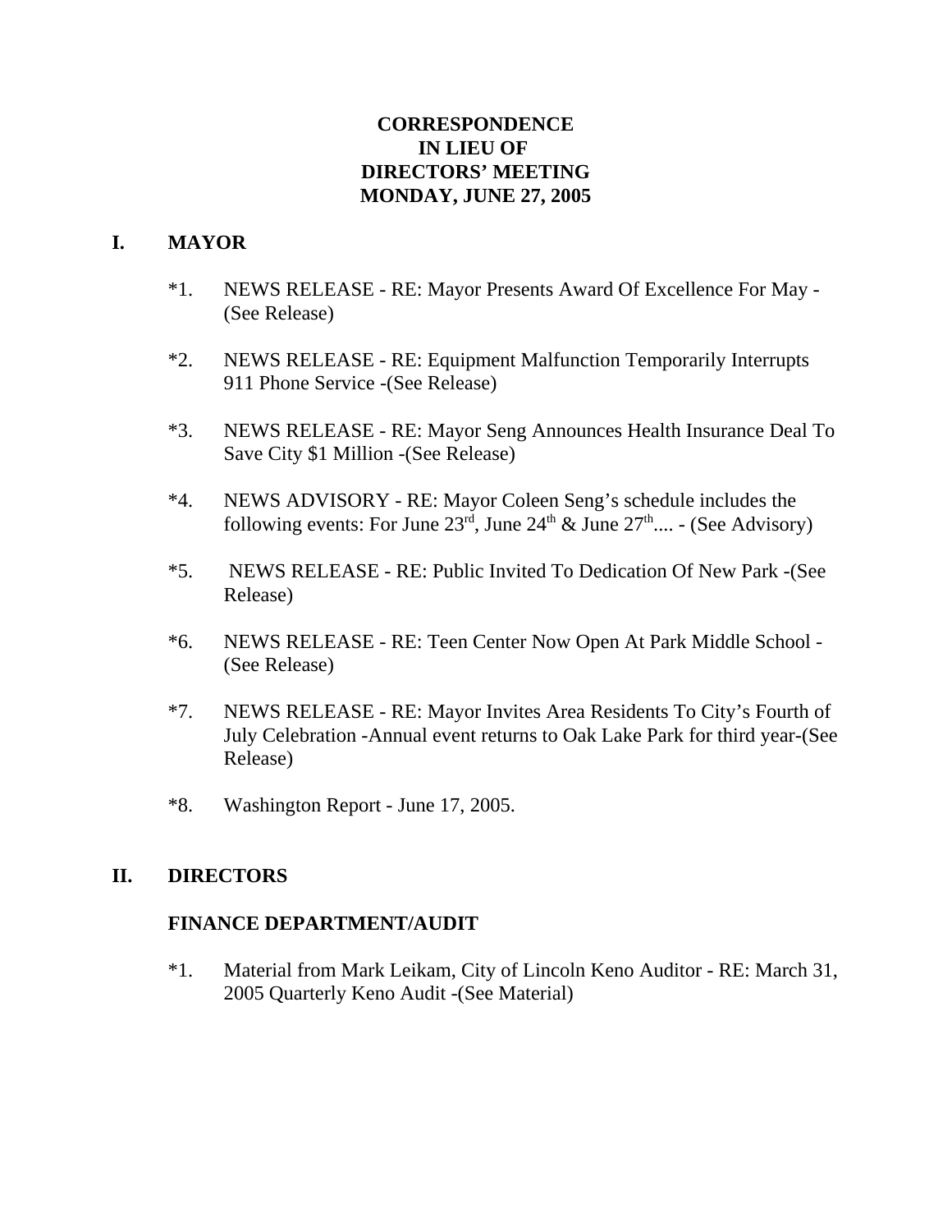# CORRESPONDENCE IN LIEU OF DIRECTORS' MEETING MONDAY, JUNE 27, 2005

## I. MAYOR

*1. NEWS RELEASE - RE: Mayor Presents Award Of Excellence For May - (See Release)

*2. NEWS RELEASE - RE: Equipment Malfunction Temporarily Interrupts 911 Phone Service -(See Release)

*3. NEWS RELEASE - RE: Mayor Seng Announces Health Insurance Deal To Save City $1 Million -(See Release)

*4. NEWS ADVISORY - RE: Mayor Coleen Seng's schedule includes the following events: For June 23rd, June 24th & June 27th.... - (See Advisory)

*5. NEWS RELEASE - RE: Public Invited To Dedication Of New Park -(See Release)

*6. NEWS RELEASE - RE: Teen Center Now Open At Park Middle School - (See Release)

*7. NEWS RELEASE - RE: Mayor Invites Area Residents To City's Fourth of July Celebration -Annual event returns to Oak Lake Park for third year-(See Release)

*8. Washington Report - June 17, 2005.

## II. DIRECTORS

### FINANCE DEPARTMENT/AUDIT

*1. Material from Mark Leikam, City of Lincoln Keno Auditor - RE: March 31, 2005 Quarterly Keno Audit -(See Material)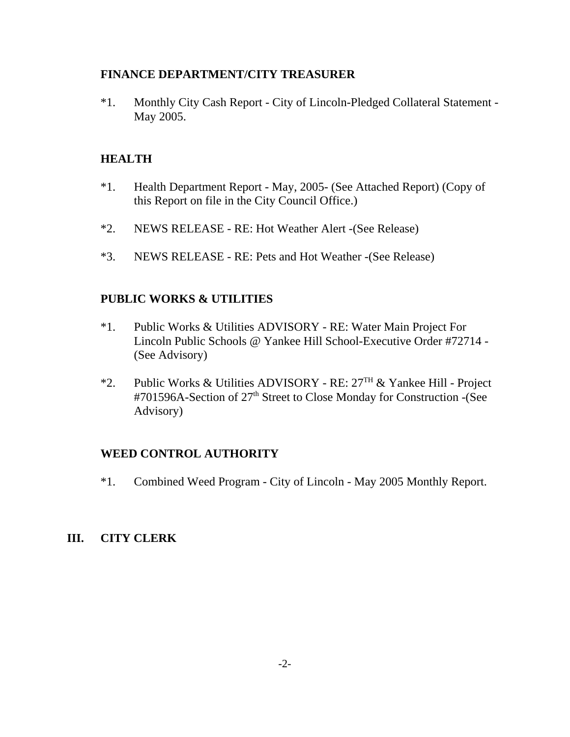**FINANCE DEPARTMENT/CITY TREASURER**

*1. Monthly City Cash Report - City of Lincoln-Pledged Collateral Statement - May 2005.

**HEALTH**

*1. Health Department Report - May, 2005- (See Attached Report) (Copy of this Report on file in the City Council Office.)

*2. NEWS RELEASE - RE: Hot Weather Alert -(See Release)

*3. NEWS RELEASE - RE: Pets and Hot Weather -(See Release)

**PUBLIC WORKS & UTILITIES**

*1. Public Works & Utilities ADVISORY - RE: Water Main Project For Lincoln Public Schools @ Yankee Hill School-Executive Order #72714 - (See Advisory)

*2. Public Works & Utilities ADVISORY - RE: 27TH & Yankee Hill - Project #701596A-Section of 27th Street to Close Monday for Construction -(See Advisory)

**WEED CONTROL AUTHORITY**

*1. Combined Weed Program - City of Lincoln - May 2005 Monthly Report.

## III. CITY CLERK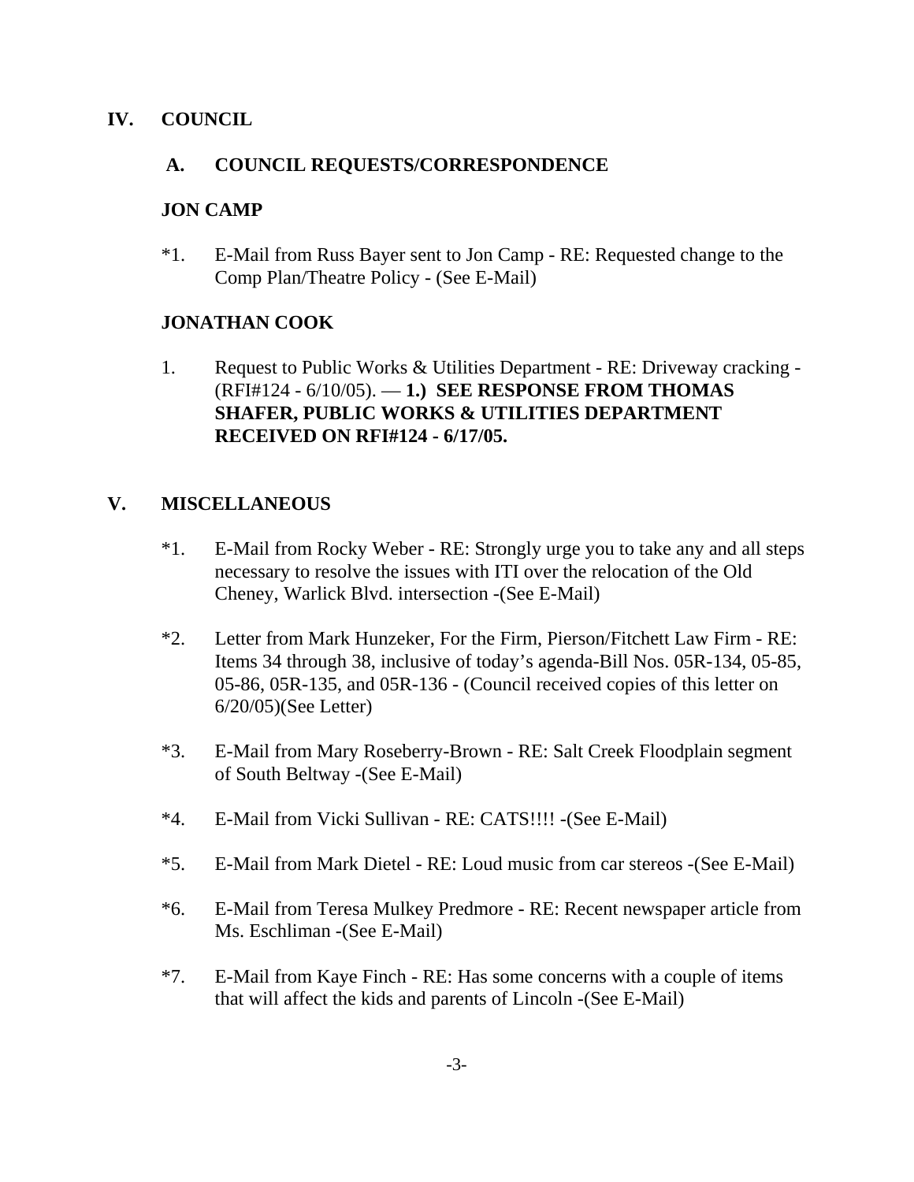# IV. COUNCIL

## A. COUNCIL REQUESTS/CORRESPONDENCE

### JON CAMP

*1. E-Mail from Russ Bayer sent to Jon Camp - RE: Requested change to the Comp Plan/Theatre Policy - (See E-Mail)

### JONATHAN COOK

1. Request to Public Works & Utilities Department - RE: Driveway cracking - (RFI#124 - 6/10/05). — **1.) SEE RESPONSE FROM THOMAS SHAFER, PUBLIC WORKS & UTILITIES DEPARTMENT RECEIVED ON RFI#124 - 6/17/05.**

# V. MISCELLANEOUS

*1. E-Mail from Rocky Weber - RE: Strongly urge you to take any and all steps necessary to resolve the issues with ITI over the relocation of the Old Cheney, Warlick Blvd. intersection -(See E-Mail)

*2. Letter from Mark Hunzeker, For the Firm, Pierson/Fitchett Law Firm - RE: Items 34 through 38, inclusive of today's agenda-Bill Nos. 05R-134, 05-85, 05-86, 05R-135, and 05R-136 - (Council received copies of this letter on 6/20/05)(See Letter)

*3. E-Mail from Mary Roseberry-Brown - RE: Salt Creek Floodplain segment of South Beltway -(See E-Mail)

*4. E-Mail from Vicki Sullivan - RE: CATS!!!! -(See E-Mail)

*5. E-Mail from Mark Dietel - RE: Loud music from car stereos -(See E-Mail)

*6. E-Mail from Teresa Mulkey Predmore - RE: Recent newspaper article from Ms. Eschliman -(See E-Mail)

*7. E-Mail from Kaye Finch - RE: Has some concerns with a couple of items that will affect the kids and parents of Lincoln -(See E-Mail)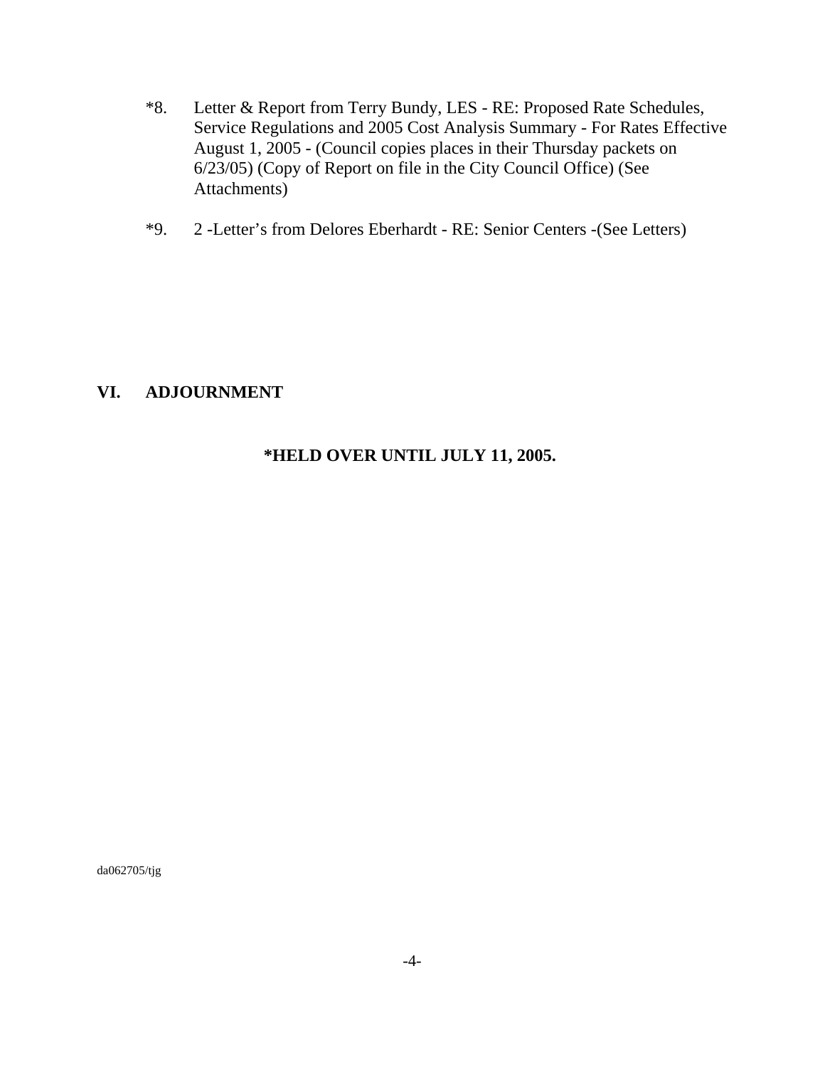*8. Letter & Report from Terry Bundy, LES - RE: Proposed Rate Schedules, Service Regulations and 2005 Cost Analysis Summary - For Rates Effective August 1, 2005 - (Council copies places in their Thursday packets on 6/23/05) (Copy of Report on file in the City Council Office) (See Attachments)

*9. 2 -Letter's from Delores Eberhardt - RE: Senior Centers -(See Letters)

## VI. ADJOURNMENT

**\*HELD OVER UNTIL JULY 11, 2005.**

da062705/tjg